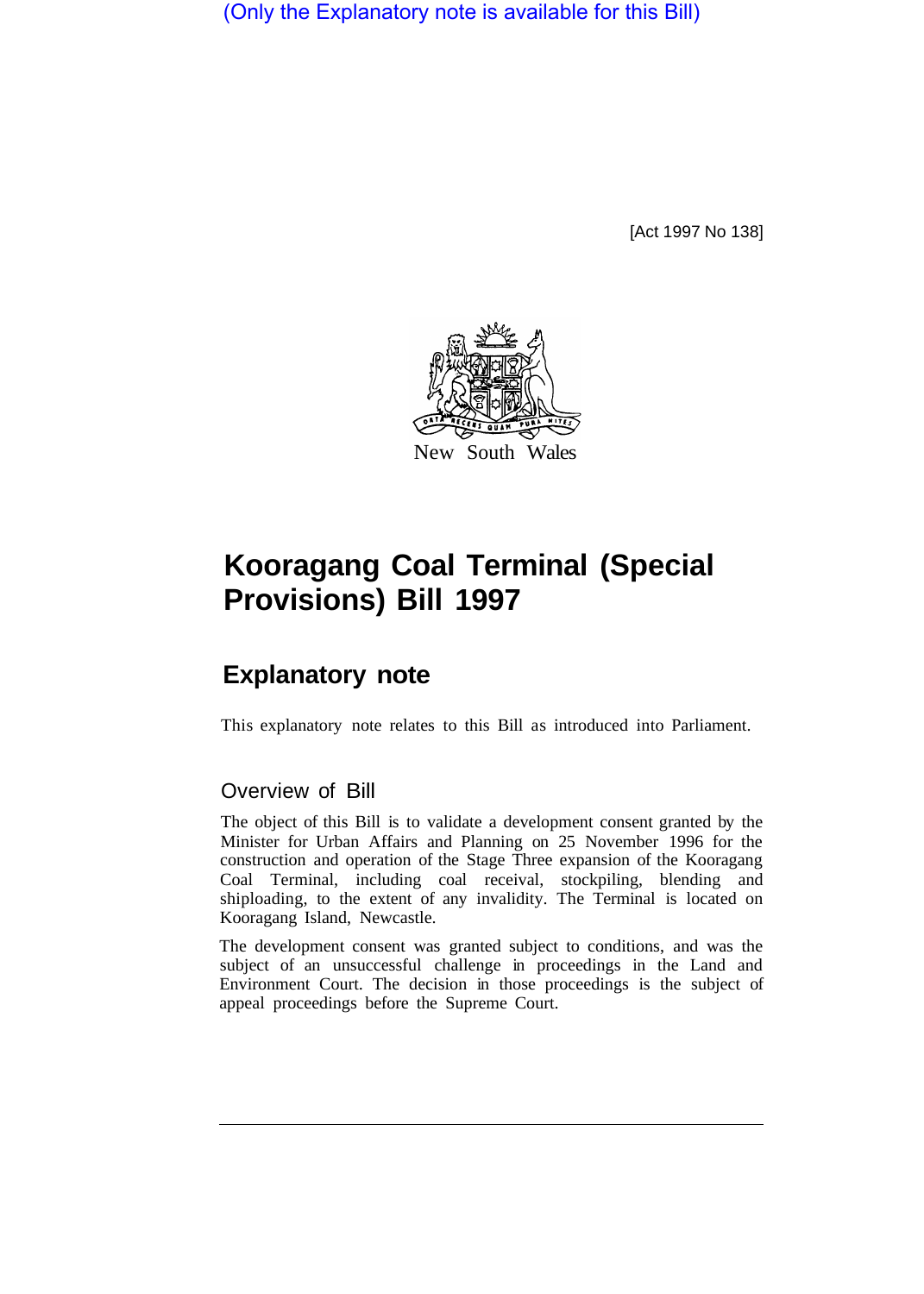(Only the Explanatory note is available for this Bill)

[Act 1997 No 138]

New South Wales

# Kooragang Coal Terminal (Special Provisions) Bill 1997

## Explanatory note

This explanatory note relates to this Bill as introduced into Parliament.

### Overview of Bill

The object of this Bill is to validate a development consent granted by the Minister for Urban Affairs and Planning on 25 November 1996 for the construction and operation of the Stage Three expansion of the Kooragang Coal Terminal, including coal receival, stockpiling, blending and shiploading, to the extent of any invalidity. The Terminal is located on Kooragang Island, Newcastle.

The development consent was granted subject to conditions, and was the subject of an unsuccessful challenge in proceedings in the Land and Environment Court. The decision in those proceedings is the subject of appeal proceedings before the Supreme Court.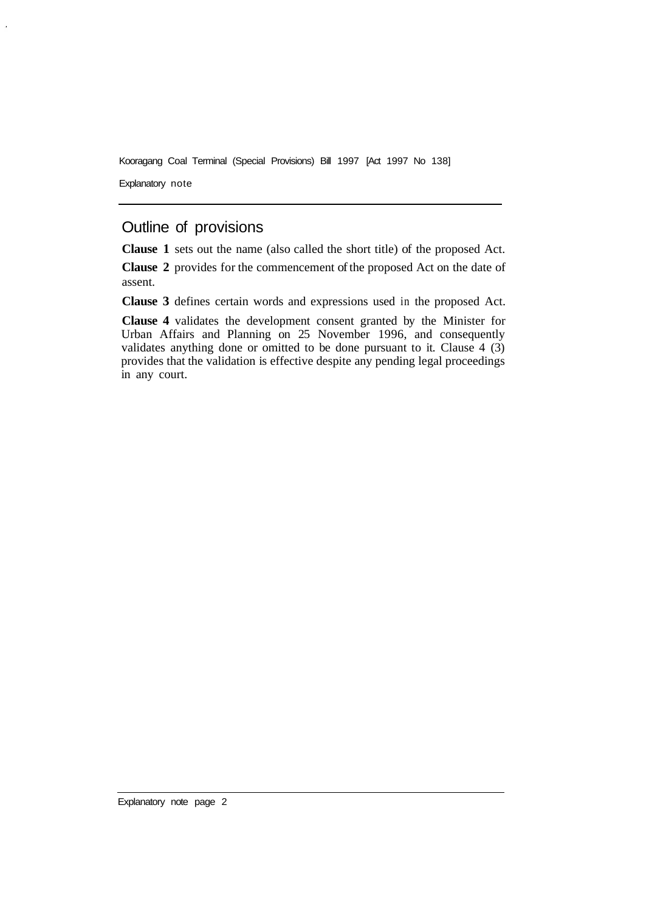## Outline of provisions

**Clause 1** sets out the name (also called the short title) of the proposed Act.

**Clause 2** provides for the commencement of the proposed Act on the date of assent.

**Clause 3** defines certain words and expressions used in the proposed Act.

**Clause 4** validates the development consent granted by the Minister for Urban Affairs and Planning on 25 November 1996, and consequently validates anything done or omitted to be done pursuant to it. Clause 4 (3) provides that the validation is effective despite any pending legal proceedings in any court.